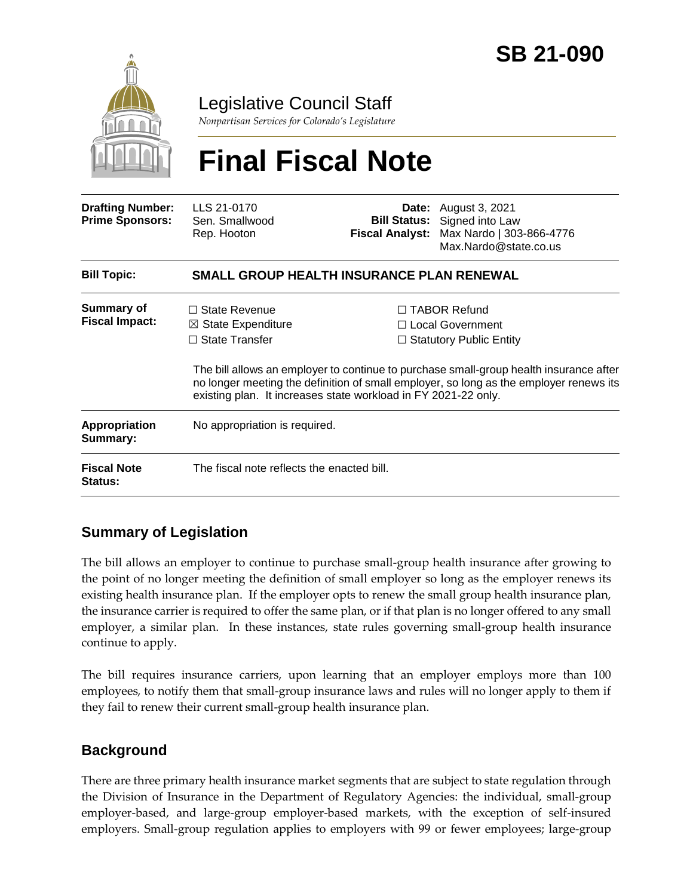# SB 21-090

Legislative Council Staff

*Nonpartisan Services for Colorado's Legislature*

# Final Fiscal Note

| | | | |
|---|---|---|---|
| **Drafting Number:** | LLS 21-0170 | **Date:** | August 3, 2021 |
| **Prime Sponsors:** | Sen. Smallwood<br>Rep. Hooton | **Bill Status:** | Signed into Law |
| | | **Fiscal Analyst:** | Max Nardo \| 303-866-4776<br>Max.Nardo@state.co.us |

| | |
|---|---|
| **Bill Topic:** | **SMALL GROUP HEALTH INSURANCE PLAN RENEWAL** |
| **Summary of Fiscal Impact:** | ☐ State Revenue ☒ State Expenditure ☐ State Transfer ☐ TABOR Refund ☐ Local Government ☐ Statutory Public Entity<br><br>The bill allows an employer to continue to purchase small-group health insurance after no longer meeting the definition of small employer, so long as the employer renews its existing plan. It increases state workload in FY 2021-22 only. |
| **Appropriation Summary:** | No appropriation is required. |
| **Fiscal Note Status:** | The fiscal note reflects the enacted bill. |

## Summary of Legislation

The bill allows an employer to continue to purchase small-group health insurance after growing to the point of no longer meeting the definition of small employer so long as the employer renews its existing health insurance plan. If the employer opts to renew the small group health insurance plan, the insurance carrier is required to offer the same plan, or if that plan is no longer offered to any small employer, a similar plan. In these instances, state rules governing small-group health insurance continue to apply.

The bill requires insurance carriers, upon learning that an employer employs more than 100 employees, to notify them that small-group insurance laws and rules will no longer apply to them if they fail to renew their current small-group health insurance plan.

## Background

There are three primary health insurance market segments that are subject to state regulation through the Division of Insurance in the Department of Regulatory Agencies: the individual, small-group employer-based, and large-group employer-based markets, with the exception of self-insured employers. Small-group regulation applies to employers with 99 or fewer employees; large-group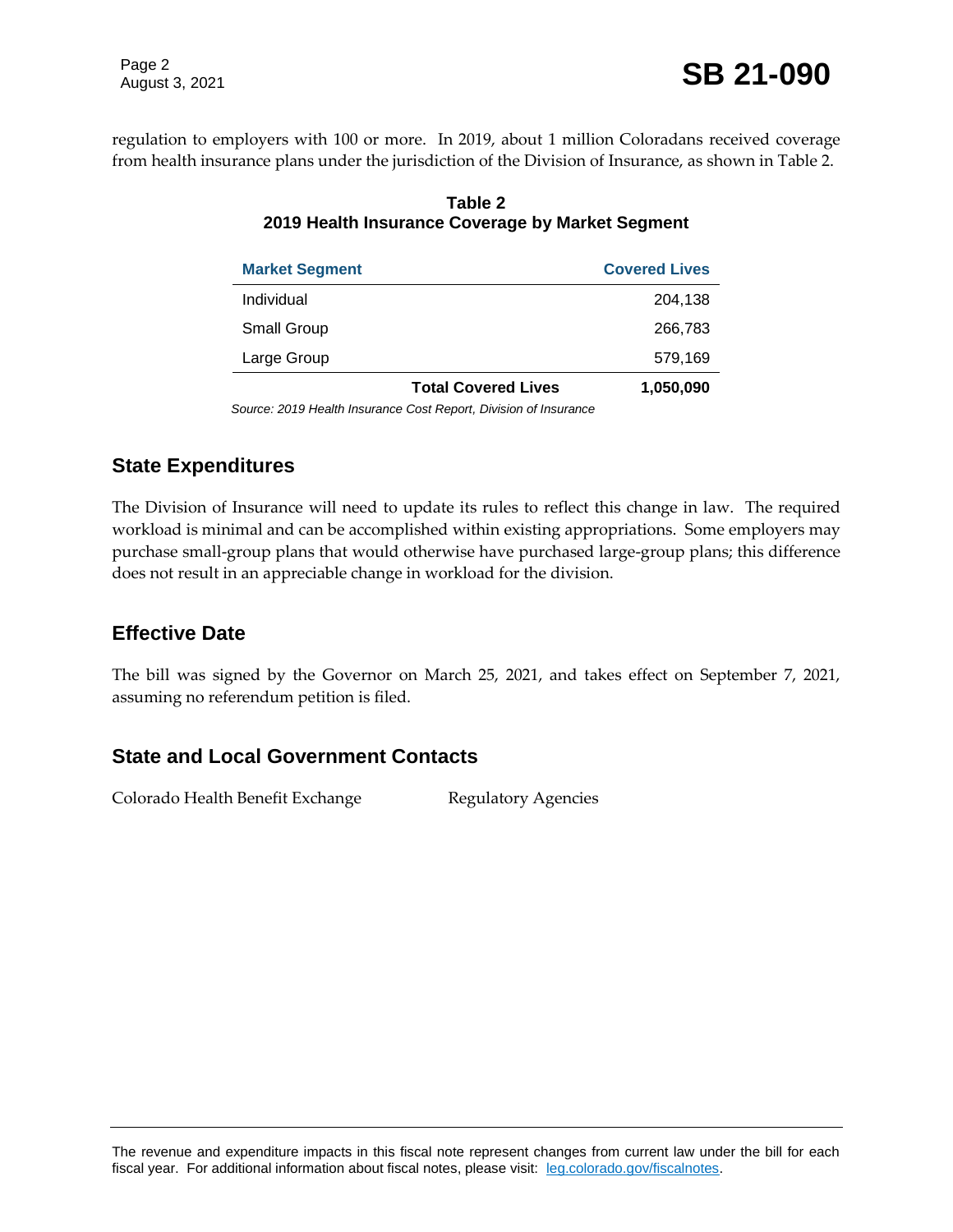regulation to employers with 100 or more. In 2019, about 1 million Coloradans received coverage from health insurance plans under the jurisdiction of the Division of Insurance, as shown in Table 2.

**Table 2**
**2019 Health Insurance Coverage by Market Segment**

| Market Segment | Covered Lives |
|---|---|
| Individual | 204,138 |
| Small Group | 266,783 |
| Large Group | 579,169 |
| **Total Covered Lives** | **1,050,090** |

*Source: 2019 Health Insurance Cost Report, Division of Insurance*

## State Expenditures

The Division of Insurance will need to update its rules to reflect this change in law. The required workload is minimal and can be accomplished within existing appropriations. Some employers may purchase small-group plans that would otherwise have purchased large-group plans; this difference does not result in an appreciable change in workload for the division.

## Effective Date

The bill was signed by the Governor on March 25, 2021, and takes effect on September 7, 2021, assuming no referendum petition is filed.

## State and Local Government Contacts

Colorado Health Benefit Exchange

Regulatory Agencies

The revenue and expenditure impacts in this fiscal note represent changes from current law under the bill for each fiscal year. For additional information about fiscal notes, please visit: leg.colorado.gov/fiscalnotes.